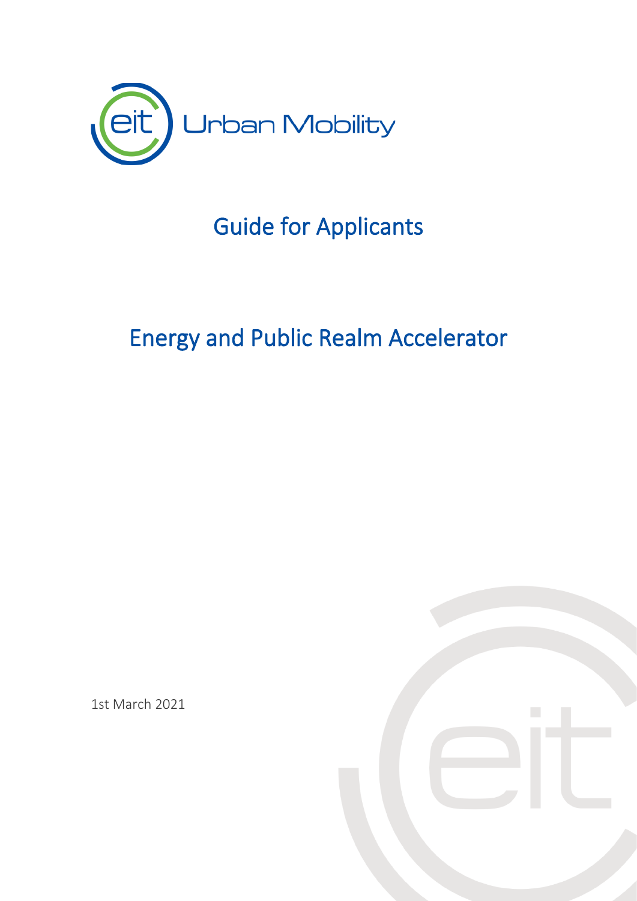# Guide for Applicants

# Energy and Public Realm Accelerator

1st March 2021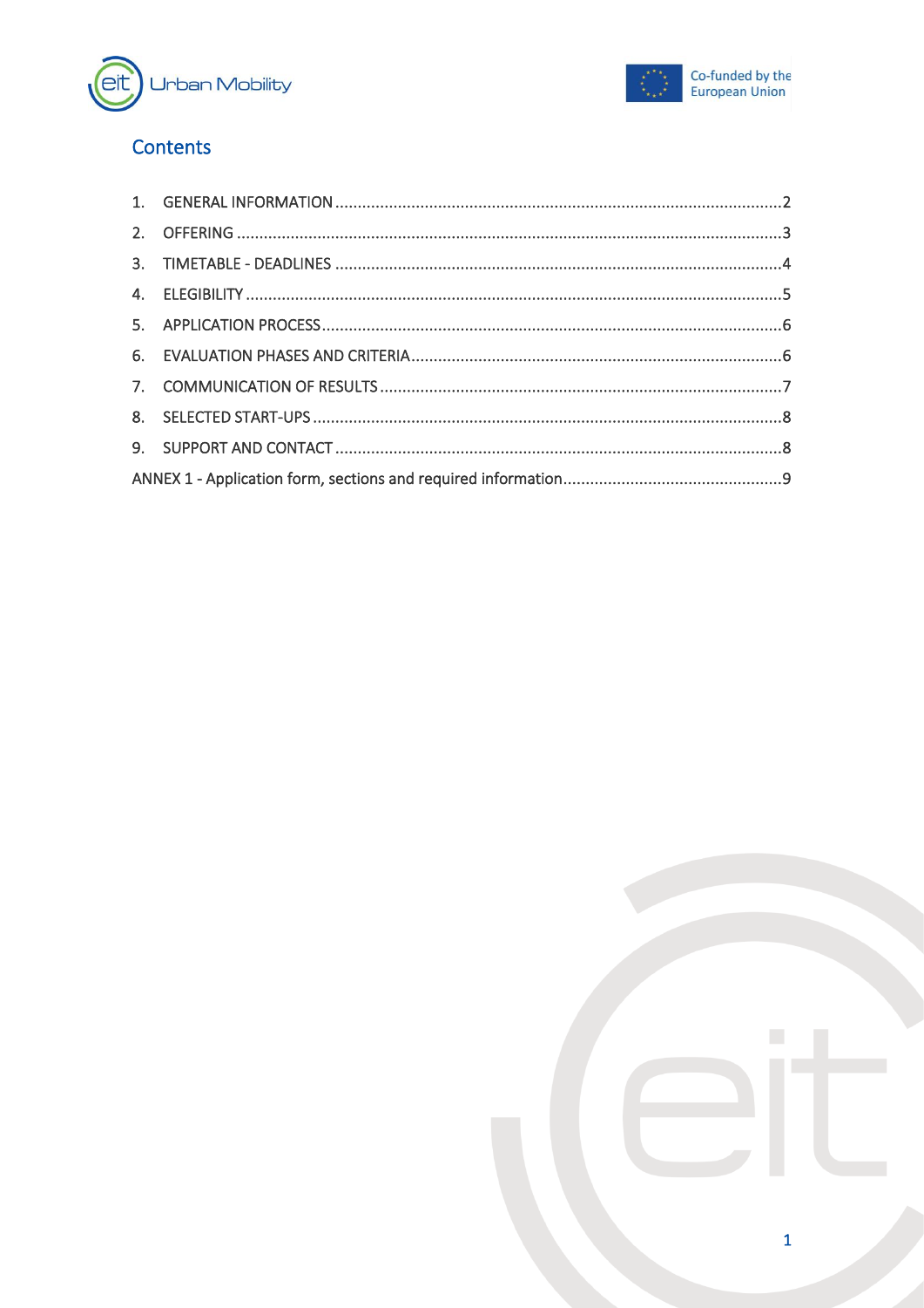## Contents

1. GENERAL INFORMATION ........ 2
2. OFFERING ........ 3
3. TIMETABLE - DEADLINES ........ 4
4. ELEGIBILITY ........ 5
5. APPLICATION PROCESS ........ 6
6. EVALUATION PHASES AND CRITERIA ........ 6
7. COMMUNICATION OF RESULTS ........ 7
8. SELECTED START-UPS ........ 8
9. SUPPORT AND CONTACT ........ 8

ANNEX 1 - Application form, sections and required information ........ 9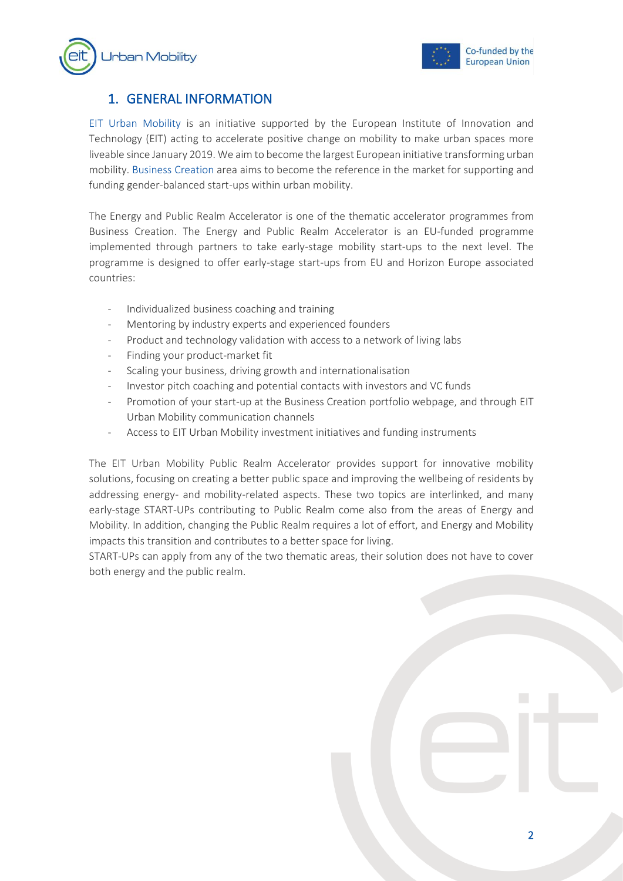# 1. GENERAL INFORMATION

EIT Urban Mobility is an initiative supported by the European Institute of Innovation and Technology (EIT) acting to accelerate positive change on mobility to make urban spaces more liveable since January 2019. We aim to become the largest European initiative transforming urban mobility. Business Creation area aims to become the reference in the market for supporting and funding gender-balanced start-ups within urban mobility.

The Energy and Public Realm Accelerator is one of the thematic accelerator programmes from Business Creation. The Energy and Public Realm Accelerator is an EU-funded programme implemented through partners to take early-stage mobility start-ups to the next level. The programme is designed to offer early-stage start-ups from EU and Horizon Europe associated countries:

- Individualized business coaching and training
- Mentoring by industry experts and experienced founders
- Product and technology validation with access to a network of living labs
- Finding your product-market fit
- Scaling your business, driving growth and internationalisation
- Investor pitch coaching and potential contacts with investors and VC funds
- Promotion of your start-up at the Business Creation portfolio webpage, and through EIT Urban Mobility communication channels
- Access to EIT Urban Mobility investment initiatives and funding instruments

The EIT Urban Mobility Public Realm Accelerator provides support for innovative mobility solutions, focusing on creating a better public space and improving the wellbeing of residents by addressing energy- and mobility-related aspects. These two topics are interlinked, and many early-stage START-UPs contributing to Public Realm come also from the areas of Energy and Mobility. In addition, changing the Public Realm requires a lot of effort, and Energy and Mobility impacts this transition and contributes to a better space for living.
START-UPs can apply from any of the two thematic areas, their solution does not have to cover both energy and the public realm.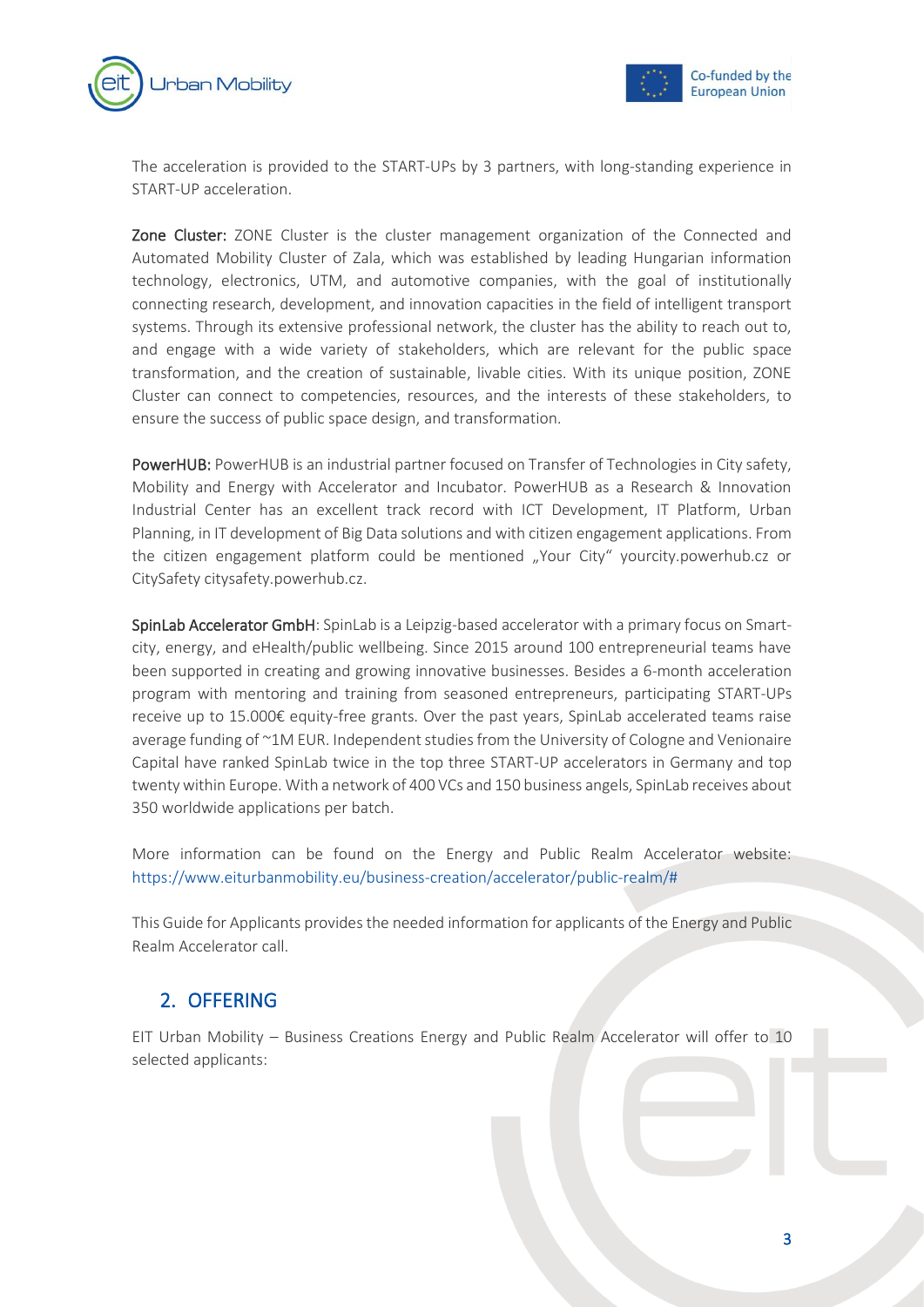The acceleration is provided to the START-UPs by 3 partners, with long-standing experience in START-UP acceleration.

**Zone Cluster:** ZONE Cluster is the cluster management organization of the Connected and Automated Mobility Cluster of Zala, which was established by leading Hungarian information technology, electronics, UTM, and automotive companies, with the goal of institutionally connecting research, development, and innovation capacities in the field of intelligent transport systems. Through its extensive professional network, the cluster has the ability to reach out to, and engage with a wide variety of stakeholders, which are relevant for the public space transformation, and the creation of sustainable, livable cities. With its unique position, ZONE Cluster can connect to competencies, resources, and the interests of these stakeholders, to ensure the success of public space design, and transformation.

**PowerHUB:** PowerHUB is an industrial partner focused on Transfer of Technologies in City safety, Mobility and Energy with Accelerator and Incubator. PowerHUB as a Research & Innovation Industrial Center has an excellent track record with ICT Development, IT Platform, Urban Planning, in IT development of Big Data solutions and with citizen engagement applications. From the citizen engagement platform could be mentioned „Your City" yourcity.powerhub.cz or CitySafety citysafety.powerhub.cz.

**SpinLab Accelerator GmbH**: SpinLab is a Leipzig-based accelerator with a primary focus on Smart-city, energy, and eHealth/public wellbeing. Since 2015 around 100 entrepreneurial teams have been supported in creating and growing innovative businesses. Besides a 6-month acceleration program with mentoring and training from seasoned entrepreneurs, participating START-UPs receive up to 15.000€ equity-free grants. Over the past years, SpinLab accelerated teams raise average funding of ~1M EUR. Independent studies from the University of Cologne and Venionaire Capital have ranked SpinLab twice in the top three START-UP accelerators in Germany and top twenty within Europe. With a network of 400 VCs and 150 business angels, SpinLab receives about 350 worldwide applications per batch.

More information can be found on the Energy and Public Realm Accelerator website: https://www.eiturbanmobility.eu/business-creation/accelerator/public-realm/#

This Guide for Applicants provides the needed information for applicants of the Energy and Public Realm Accelerator call.

## 2. OFFERING

EIT Urban Mobility – Business Creations Energy and Public Realm Accelerator will offer to 10 selected applicants: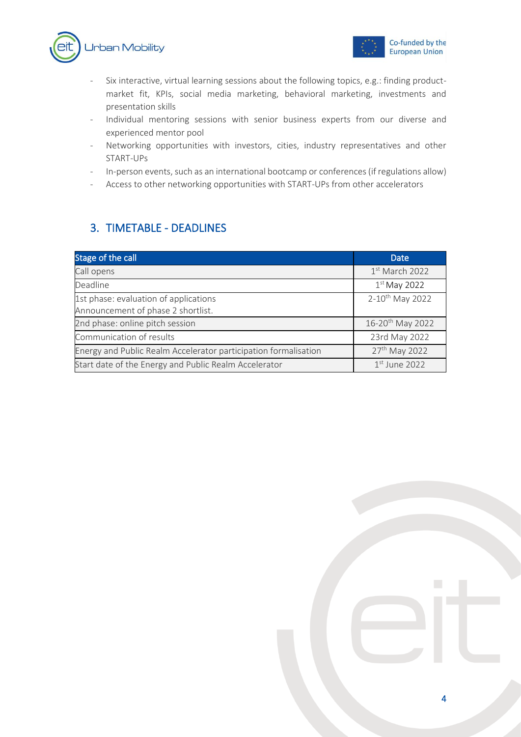- Six interactive, virtual learning sessions about the following topics, e.g.: finding product-market fit, KPIs, social media marketing, behavioral marketing, investments and presentation skills
- Individual mentoring sessions with senior business experts from our diverse and experienced mentor pool
- Networking opportunities with investors, cities, industry representatives and other START-UPs
- In-person events, such as an international bootcamp or conferences (if regulations allow)
- Access to other networking opportunities with START-UPs from other accelerators

## 3. TIMETABLE - DEADLINES

| Stage of the call | Date |
|---|---|
| Call opens | 1st March 2022 |
| Deadline | 1st May 2022 |
| 1st phase: evaluation of applications<br>Announcement of phase 2 shortlist. | 2-10th May 2022 |
| 2nd phase: online pitch session | 16-20th May 2022 |
| Communication of results | 23rd May 2022 |
| Energy and Public Realm Accelerator participation formalisation | 27th May 2022 |
| Start date of the Energy and Public Realm Accelerator | 1st June 2022 |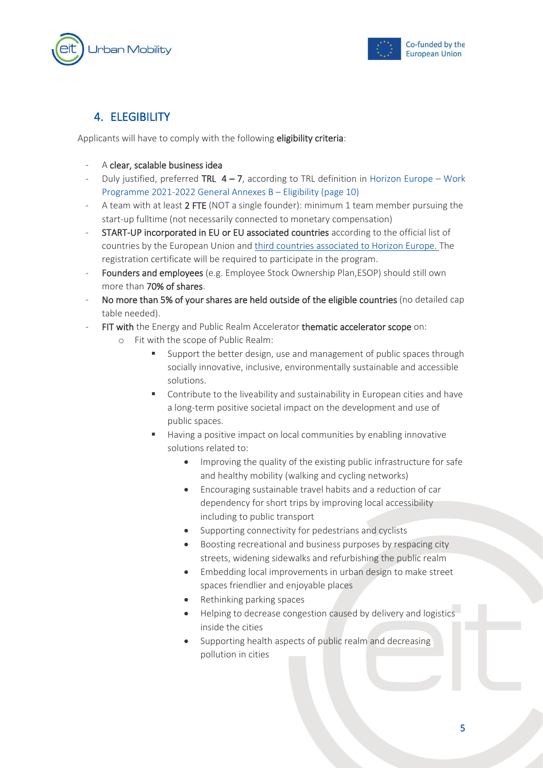## 4. ELEGIBILITY

Applicants will have to comply with the following **eligibility criteria**:

- A **clear, scalable business idea**
- Duly justified, preferred **TRL 4 – 7**, according to TRL definition in Horizon Europe – Work Programme 2021-2022 General Annexes B – Eligibility (page 10)
- A team with at least **2 FTE** (NOT a single founder): minimum 1 team member pursuing the start-up fulltime (not necessarily connected to monetary compensation)
- **START-UP incorporated in EU or EU associated countries** according to the official list of countries by the European Union and third countries associated to Horizon Europe. The registration certificate will be required to participate in the program.
- **Founders and employees** (e.g. Employee Stock Ownership Plan,ESOP) should still own more than **70% of shares**.
- **No more than 5% of your shares are held outside of the eligible countries** (no detailed cap table needed).
- **FIT with** the Energy and Public Realm Accelerator **thematic accelerator scope** on:
  - Fit with the scope of Public Realm:
    - Support the better design, use and management of public spaces through socially innovative, inclusive, environmentally sustainable and accessible solutions.
    - Contribute to the liveability and sustainability in European cities and have a long-term positive societal impact on the development and use of public spaces.
    - Having a positive impact on local communities by enabling innovative solutions related to:
      - Improving the quality of the existing public infrastructure for safe and healthy mobility (walking and cycling networks)
      - Encouraging sustainable travel habits and a reduction of car dependency for short trips by improving local accessibility including to public transport
      - Supporting connectivity for pedestrians and cyclists
      - Boosting recreational and business purposes by respacing city streets, widening sidewalks and refurbishing the public realm
      - Embedding local improvements in urban design to make street spaces friendlier and enjoyable places
      - Rethinking parking spaces
      - Helping to decrease congestion caused by delivery and logistics inside the cities
      - Supporting health aspects of public realm and decreasing pollution in cities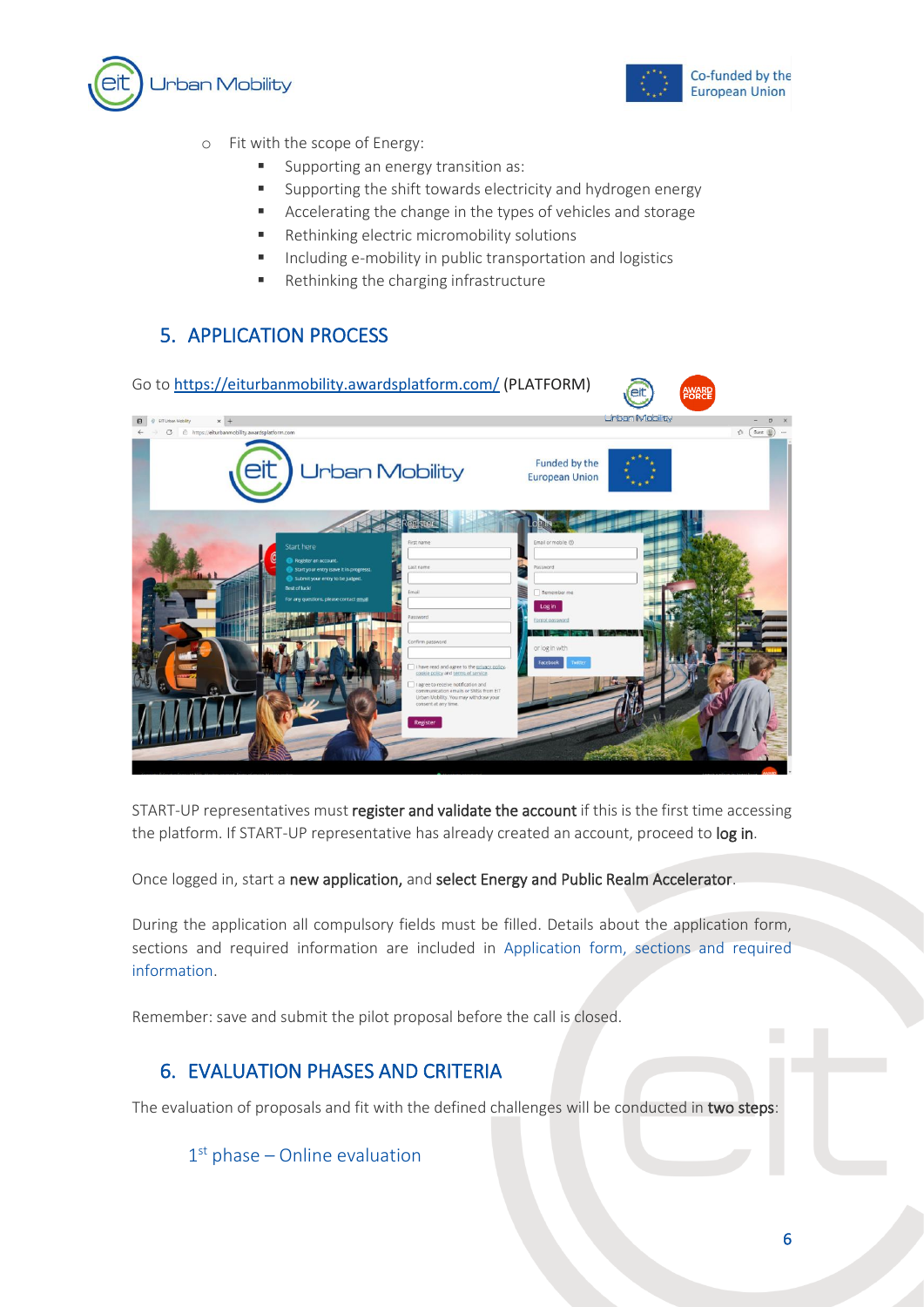- Fit with the scope of Energy:
  - Supporting an energy transition as:
  - Supporting the shift towards electricity and hydrogen energy
  - Accelerating the change in the types of vehicles and storage
  - Rethinking electric micromobility solutions
  - Including e-mobility in public transportation and logistics
  - Rethinking the charging infrastructure

## 5. APPLICATION PROCESS

Go to https://eiturbanmobility.awardsplatform.com/ (PLATFORM)

START-UP representatives must **register and validate the account** if this is the first time accessing the platform. If START-UP representative has already created an account, proceed to **log in**.

Once logged in, start a **new application,** and **select Energy and Public Realm Accelerator**.

During the application all compulsory fields must be filled. Details about the application form, sections and required information are included in Application form, sections and required information.

Remember: save and submit the pilot proposal before the call is closed.

## 6. EVALUATION PHASES AND CRITERIA

The evaluation of proposals and fit with the defined challenges will be conducted in **two steps**:

### 1st phase – Online evaluation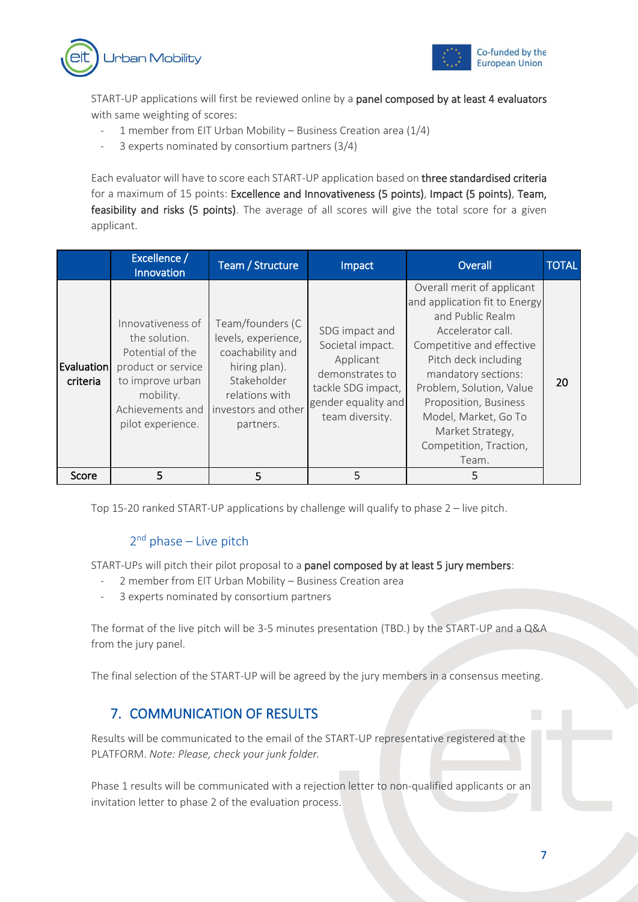START-UP applications will first be reviewed online by a **panel composed by at least 4 evaluators** with same weighting of scores:

- 1 member from EIT Urban Mobility – Business Creation area (1/4)
- 3 experts nominated by consortium partners (3/4)

Each evaluator will have to score each START-UP application based on **three standardised criteria** for a maximum of 15 points: **Excellence and Innovativeness (5 points)**, **Impact (5 points)**, **Team, feasibility and risks (5 points)**. The average of all scores will give the total score for a given applicant.

| | Excellence / Innovation | Team / Structure | Impact | Overall | TOTAL |
|---|---|---|---|---|---|
| **Evaluation criteria** | Innovativeness of the solution. Potential of the product or service to improve urban mobility. Achievements and pilot experience. | Team/founders (C levels, experience, coachability and hiring plan). Stakeholder relations with investors and other partners. | SDG impact and Societal impact. Applicant demonstrates to tackle SDG impact, gender equality and team diversity. | Overall merit of applicant and application fit to Energy and Public Realm Accelerator call. Competitive and effective Pitch deck including mandatory sections: Problem, Solution, Value Proposition, Business Model, Market, Go To Market Strategy, Competition, Traction, Team. | 20 |
| **Score** | 5 | 5 | 5 | 5 | |

Top 15-20 ranked START-UP applications by challenge will qualify to phase 2 – live pitch.

### 2nd phase – Live pitch

START-UPs will pitch their pilot proposal to a **panel composed by at least 5 jury members**:

- 2 member from EIT Urban Mobility – Business Creation area
- 3 experts nominated by consortium partners

The format of the live pitch will be 3-5 minutes presentation (TBD.) by the START-UP and a Q&A from the jury panel.

The final selection of the START-UP will be agreed by the jury members in a consensus meeting.

## 7. COMMUNICATION OF RESULTS

Results will be communicated to the email of the START-UP representative registered at the PLATFORM. *Note: Please, check your junk folder.*

Phase 1 results will be communicated with a rejection letter to non-qualified applicants or an invitation letter to phase 2 of the evaluation process.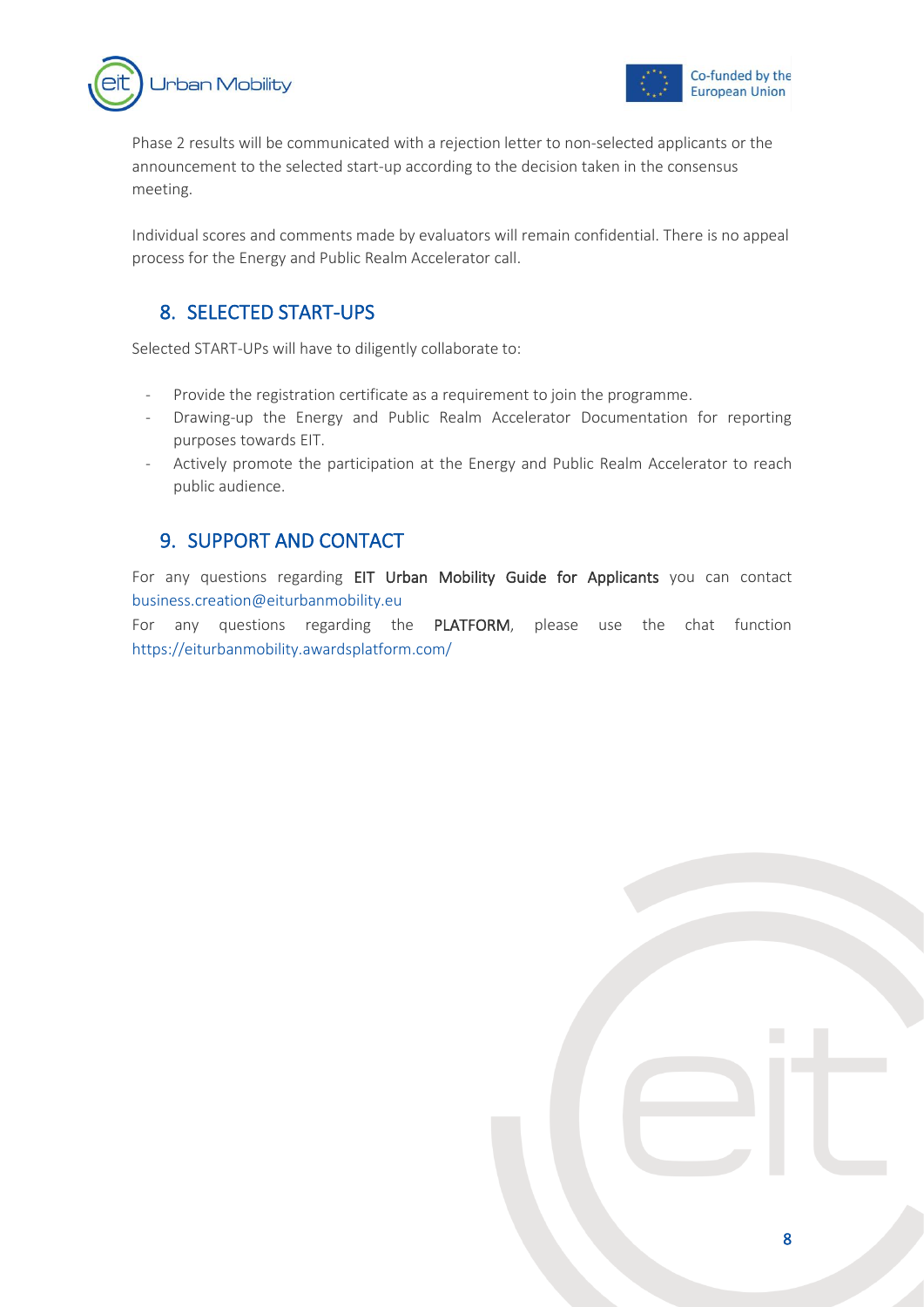Phase 2 results will be communicated with a rejection letter to non-selected applicants or the announcement to the selected start-up according to the decision taken in the consensus meeting.

Individual scores and comments made by evaluators will remain confidential. There is no appeal process for the Energy and Public Realm Accelerator call.

## 8. SELECTED START-UPS

Selected START-UPs will have to diligently collaborate to:

- Provide the registration certificate as a requirement to join the programme.
- Drawing-up the Energy and Public Realm Accelerator Documentation for reporting purposes towards EIT.
- Actively promote the participation at the Energy and Public Realm Accelerator to reach public audience.

## 9. SUPPORT AND CONTACT

For any questions regarding **EIT Urban Mobility Guide for Applicants** you can contact business.creation@eiturbanmobility.eu

For any questions regarding the **PLATFORM**, please use the chat function https://eiturbanmobility.awardsplatform.com/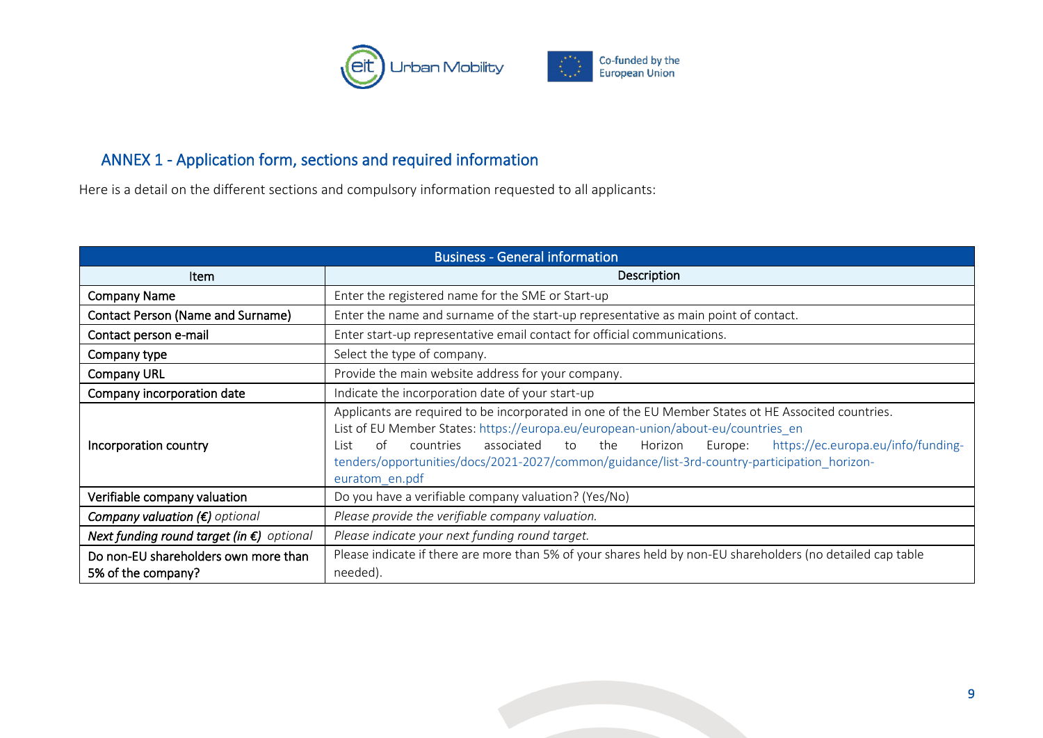## ANNEX 1 - Application form, sections and required information

Here is a detail on the different sections and compulsory information requested to all applicants:

| Business - General information | |
|---|---|
| Item | Description |
| Company Name | Enter the registered name for the SME or Start-up |
| Contact Person (Name and Surname) | Enter the name and surname of the start-up representative as main point of contact. |
| Contact person e-mail | Enter start-up representative email contact for official communications. |
| Company type | Select the type of company. |
| Company URL | Provide the main website address for your company. |
| Company incorporation date | Indicate the incorporation date of your start-up |
| Incorporation country | Applicants are required to be incorporated in one of the EU Member States ot HE Associted countries. List of EU Member States: https://europa.eu/european-union/about-eu/countries_en List of countries associated to the Horizon Europe: https://ec.europa.eu/info/funding-tenders/opportunities/docs/2021-2027/common/guidance/list-3rd-country-participation_horizon-euratom_en.pdf |
| Verifiable company valuation | Do you have a verifiable company valuation? (Yes/No) |
| *Company valuation (€) optional* | *Please provide the verifiable company valuation.* |
| *Next funding round target (in €) optional* | *Please indicate your next funding round target.* |
| Do non-EU shareholders own more than 5% of the company? | Please indicate if there are more than 5% of your shares held by non-EU shareholders (no detailed cap table needed). |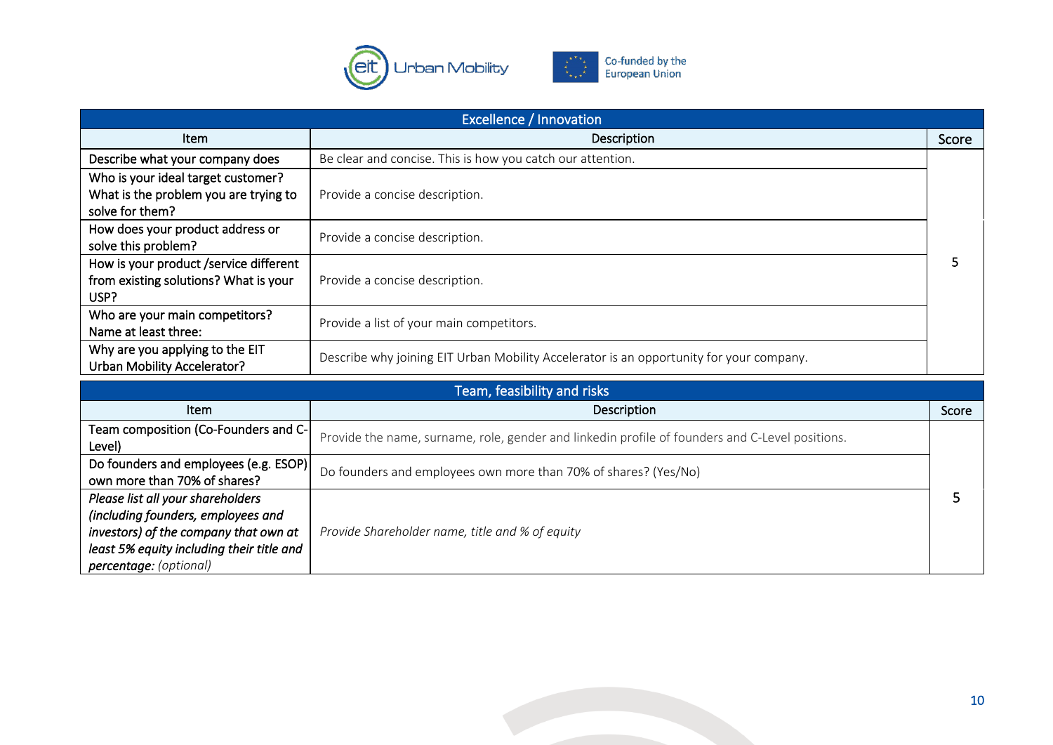| Excellence / Innovation | | |
|---|---|---|
| Item | Description | Score |
| Describe what your company does | Be clear and concise. This is how you catch our attention. | 5 |
| Who is your ideal target customer? What is the problem you are trying to solve for them? | Provide a concise description. | |
| How does your product address or solve this problem? | Provide a concise description. | |
| How is your product /service different from existing solutions? What is your USP? | Provide a concise description. | |
| Who are your main competitors? Name at least three: | Provide a list of your main competitors. | |
| Why are you applying to the EIT Urban Mobility Accelerator? | Describe why joining EIT Urban Mobility Accelerator is an opportunity for your company. | |

| Team, feasibility and risks | | |
|---|---|---|
| Item | Description | Score |
| Team composition (Co-Founders and C-Level) | Provide the name, surname, role, gender and linkedin profile of founders and C-Level positions. | 5 |
| Do founders and employees (e.g. ESOP) own more than 70% of shares? | Do founders and employees own more than 70% of shares? (Yes/No) | |
| *Please list all your shareholders (including founders, employees and investors) of the company that own at least 5% equity including their title and percentage:* (optional) | *Provide Shareholder name, title and % of equity* | |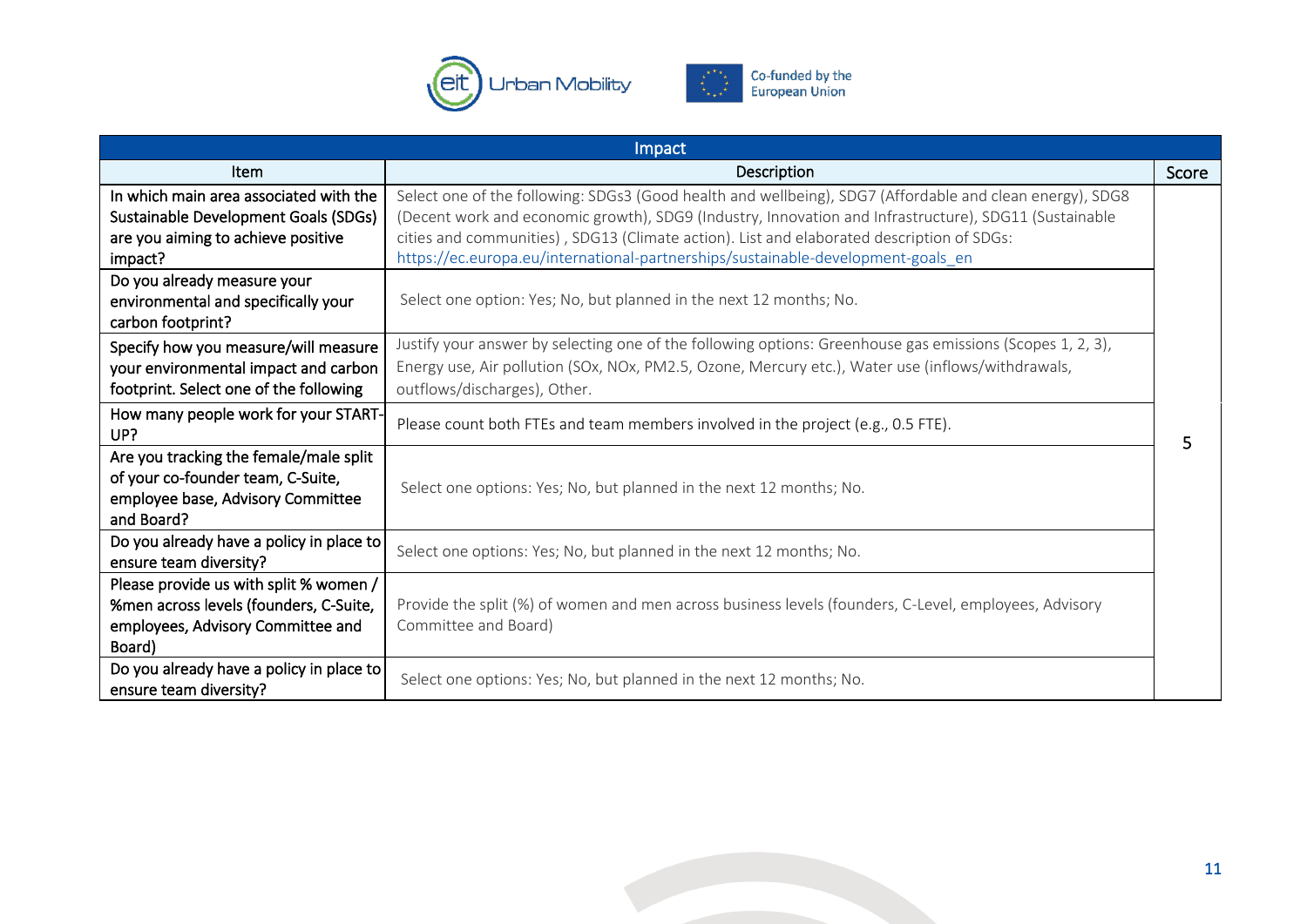| Impact | | |
|---|---|---|
| Item | Description | Score |
| In which main area associated with the Sustainable Development Goals (SDGs) are you aiming to achieve positive impact? | Select one of the following: SDGs3 (Good health and wellbeing), SDG7 (Affordable and clean energy), SDG8 (Decent work and economic growth), SDG9 (Industry, Innovation and Infrastructure), SDG11 (Sustainable cities and communities) , SDG13 (Climate action). List and elaborated description of SDGs: https://ec.europa.eu/international-partnerships/sustainable-development-goals_en | 5 |
| Do you already measure your environmental and specifically your carbon footprint? | Select one option: Yes; No, but planned in the next 12 months; No. | |
| Specify how you measure/will measure your environmental impact and carbon footprint. Select one of the following | Justify your answer by selecting one of the following options: Greenhouse gas emissions (Scopes 1, 2, 3), Energy use, Air pollution (SOx, NOx, PM2.5, Ozone, Mercury etc.), Water use (inflows/withdrawals, outflows/discharges), Other. | |
| How many people work for your START-UP? | Please count both FTEs and team members involved in the project (e.g., 0.5 FTE). | |
| Are you tracking the female/male split of your co-founder team, C-Suite, employee base, Advisory Committee and Board? | Select one options: Yes; No, but planned in the next 12 months; No. | |
| Do you already have a policy in place to ensure team diversity? | Select one options: Yes; No, but planned in the next 12 months; No. | |
| Please provide us with split % women / %men across levels (founders, C-Suite, employees, Advisory Committee and Board) | Provide the split (%) of women and men across business levels (founders, C-Level, employees, Advisory Committee and Board) | |
| Do you already have a policy in place to ensure team diversity? | Select one options: Yes; No, but planned in the next 12 months; No. | |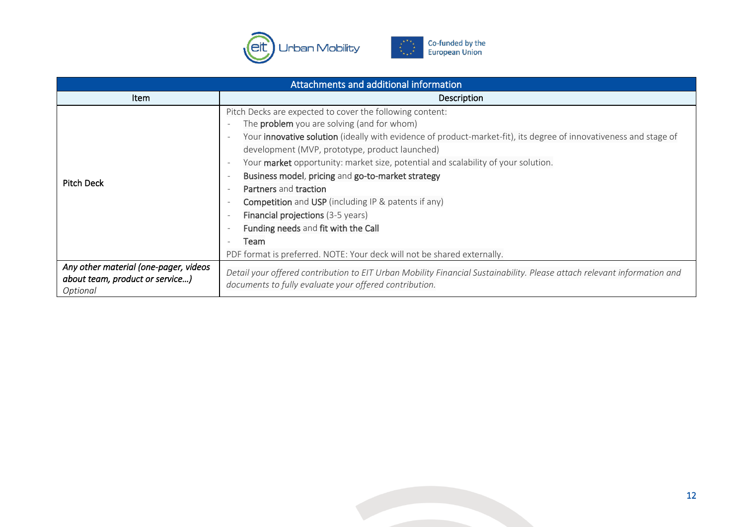| Attachments and additional information | |
|---|---|
| Item | Description |
| Pitch Deck | Pitch Decks are expected to cover the following content:<br>- The **problem** you are solving (and for whom)<br>- Your **innovative solution** (ideally with evidence of product-market-fit), its degree of innovativeness and stage of development (MVP, prototype, product launched)<br>- Your **market** opportunity: market size, potential and scalability of your solution.<br>- **Business model**, **pricing** and **go-to-market strategy**<br>- **Partners** and **traction**<br>- **Competition** and **USP** (including IP & patents if any)<br>- **Financial projections** (3-5 years)<br>- **Funding needs** and **fit with the Call**<br>- **Team**<br>PDF format is preferred. NOTE: Your deck will not be shared externally. |
| *Any other material (one-pager, videos about team, product or service…)*<br>*Optional* | *Detail your offered contribution to EIT Urban Mobility Financial Sustainability. Please attach relevant information and documents to fully evaluate your offered contribution.* |